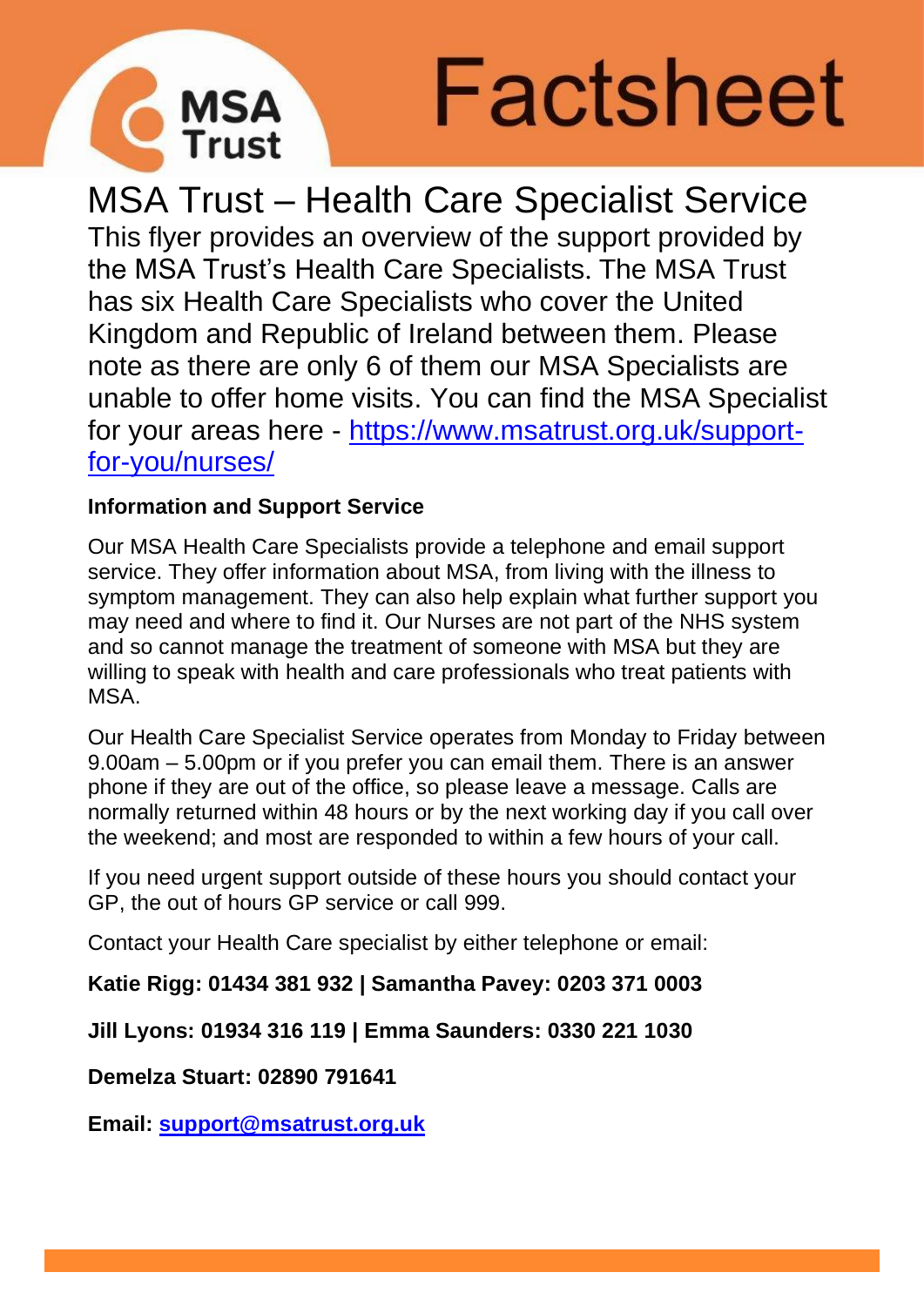# Factsheet

## MSA Trust – Health Care Specialist Service

This flyer provides an overview of the support provided by the MSA Trust's Health Care Specialists. The MSA Trust has six Health Care Specialists who cover the United Kingdom and Republic of Ireland between them. Please note as there are only 6 of them our MSA Specialists are unable to offer home visits. You can find the MSA Specialist for your areas here - https://www.msatrust.org.uk/support-for-you/nurses/

**Information and Support Service**

Our MSA Health Care Specialists provide a telephone and email support service. They offer information about MSA, from living with the illness to symptom management. They can also help explain what further support you may need and where to find it. Our Nurses are not part of the NHS system and so cannot manage the treatment of someone with MSA but they are willing to speak with health and care professionals who treat patients with MSA.

Our Health Care Specialist Service operates from Monday to Friday between 9.00am – 5.00pm or if you prefer you can email them. There is an answer phone if they are out of the office, so please leave a message. Calls are normally returned within 48 hours or by the next working day if you call over the weekend; and most are responded to within a few hours of your call.

If you need urgent support outside of these hours you should contact your GP, the out of hours GP service or call 999.

Contact your Health Care specialist by either telephone or email:

**Katie Rigg: 01434 381 932 | Samantha Pavey: 0203 371 0003**

**Jill Lyons: 01934 316 119 | Emma Saunders: 0330 221 1030**

**Demelza Stuart: 02890 791641**

**Email: support@msatrust.org.uk**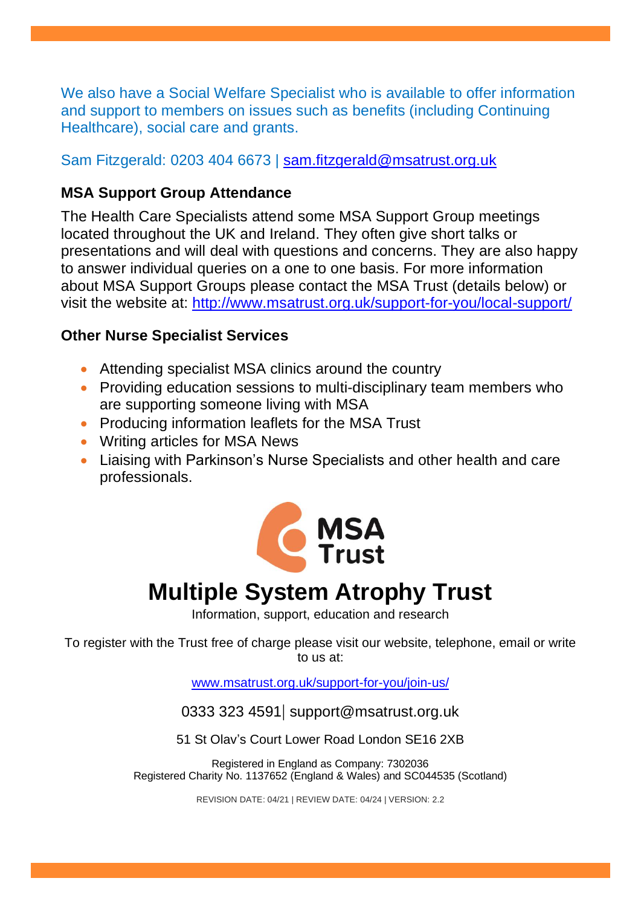We also have a Social Welfare Specialist who is available to offer information and support to members on issues such as benefits (including Continuing Healthcare), social care and grants.

Sam Fitzgerald: 0203 404 6673 | sam.fitzgerald@msatrust.org.uk

### MSA Support Group Attendance

The Health Care Specialists attend some MSA Support Group meetings located throughout the UK and Ireland. They often give short talks or presentations and will deal with questions and concerns. They are also happy to answer individual queries on a one to one basis. For more information about MSA Support Groups please contact the MSA Trust (details below) or visit the website at: http://www.msatrust.org.uk/support-for-you/local-support/

### Other Nurse Specialist Services

- Attending specialist MSA clinics around the country
- Providing education sessions to multi-disciplinary team members who are supporting someone living with MSA
- Producing information leaflets for the MSA Trust
- Writing articles for MSA News
- Liaising with Parkinson's Nurse Specialists and other health and care professionals.

MSA Trust

# Multiple System Atrophy Trust

Information, support, education and research

To register with the Trust free of charge please visit our website, telephone, email or write to us at:

www.msatrust.org.uk/support-for-you/join-us/

0333 323 4591| support@msatrust.org.uk

51 St Olav's Court Lower Road London SE16 2XB

Registered in England as Company: 7302036
Registered Charity No. 1137652 (England & Wales) and SC044535 (Scotland)

REVISION DATE: 04/21 | REVIEW DATE: 04/24 | VERSION: 2.2